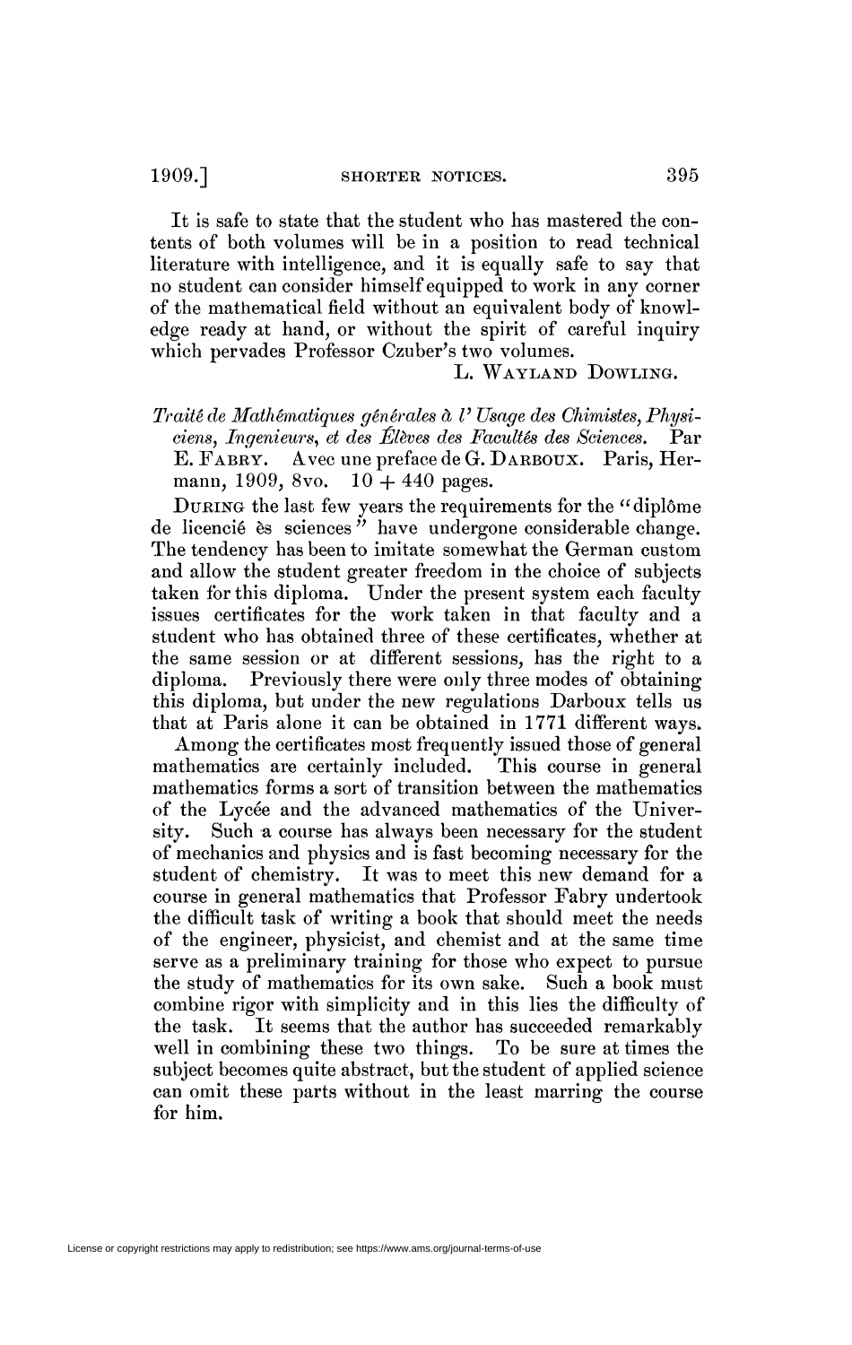It is safe to state that the student who has mastered the contents of both volumes will be in a position to read technical literature with intelligence, and it is equally safe to say that no student can consider himself equipped to work in any corner of the mathematical field without an equivalent body of knowledge ready at hand, or without the spirit of careful inquiry which pervades Professor Czuber's two volumes.

L. WAYLAND DOWLING.

*Traité de Mathématiques générales à l'Usage des Chimistes, Physiciens, Ingenieurs, et des Élèves des Facultés des Sciences.* Par E. FABRY. Avec une preface de G. DARBOUX. Paris, Hermann, 1909, 8vo. 10 + 440 pages.

DURING the last few years the requirements for the "diplôme de licencié ès sciences" have undergone considerable change. The tendency has been to imitate somewhat the German custom and allow the student greater freedom in the choice of subjects taken for this diploma. Under the present system each faculty issues certificates for the work taken in that faculty and a student who has obtained three of these certificates, whether at the same session or at different sessions, has the right to a diploma. Previously there were only three modes of obtaining this diploma, but under the new regulations Darboux tells us that at Paris alone it can be obtained in 1771 different ways.

Among the certificates most frequently issued those of general mathematics are certainly included. This course in general mathematics forms a sort of transition between the mathematics of the Lycée and the advanced mathematics of the University. Such a course has always been necessary for the student of mechanics and physics and is fast becoming necessary for the student of chemistry. It was to meet this new demand for a course in general mathematics that Professor Fabry undertook the difficult task of writing a book that should meet the needs of the engineer, physicist, and chemist and at the same time serve as a preliminary training for those who expect to pursue the study of mathematics for its own sake. Such a book must combine rigor with simplicity and in this lies the difficulty of the task. It seems that the author has succeeded remarkably well in combining these two things. To be sure at times the subject becomes quite abstract, but the student of applied science can omit these parts without in the least marring the course for him.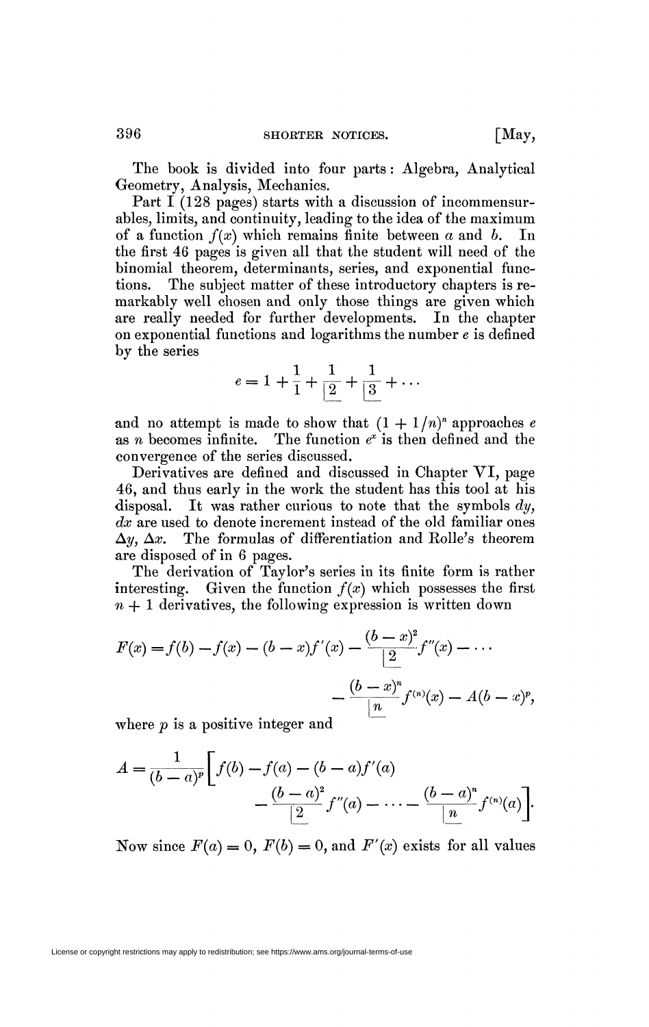The book is divided into four parts: Algebra, Analytical Geometry, Analysis, Mechanics.

Part I (128 pages) starts with a discussion of incommensurables, limits, and continuity, leading to the idea of the maximum of a function $f(x)$ which remains finite between $a$ and $b$. In the first 46 pages is given all that the student will need of the binomial theorem, determinants, series, and exponential functions. The subject matter of these introductory chapters is remarkably well chosen and only those things are given which are really needed for further developments. In the chapter on exponential functions and logarithms the number $e$ is defined by the series

$$e = 1 + \frac{1}{1} + \frac{1}{\underline{|2}} + \frac{1}{\underline{|3}} + \cdots$$

and no attempt is made to show that $(1 + 1/n)^n$ approaches $e$ as $n$ becomes infinite. The function $e^x$ is then defined and the convergence of the series discussed.

Derivatives are defined and discussed in Chapter VI, page 46, and thus early in the work the student has this tool at his disposal. It was rather curious to note that the symbols $dy$, $dx$ are used to denote increment instead of the old familiar ones $\Delta y$, $\Delta x$. The formulas of differentiation and Rolle's theorem are disposed of in 6 pages.

The derivation of Taylor's series in its finite form is rather interesting. Given the function $f(x)$ which possesses the first $n + 1$ derivatives, the following expression is written down

$$F(x) = f(b) - f(x) - (b - x)f'(x) - \frac{(b - x)^2}{\underline{|2}} f''(x) - \cdots - \frac{(b - x)^n}{\underline{|n}} f^{(n)}(x) - A(b - x)^p,$$

where $p$ is a positive integer and

$$A = \frac{1}{(b - a)^p}\left[ f(b) - f(a) - (b - a)f'(a) - \frac{(b - a)^2}{\underline{|2}} f''(a) - \cdots - \frac{(b - a)^n}{\underline{|n}} f^{(n)}(a) \right].$$

Now since $F(a) = 0$, $F(b) = 0$, and $F'(x)$ exists for all values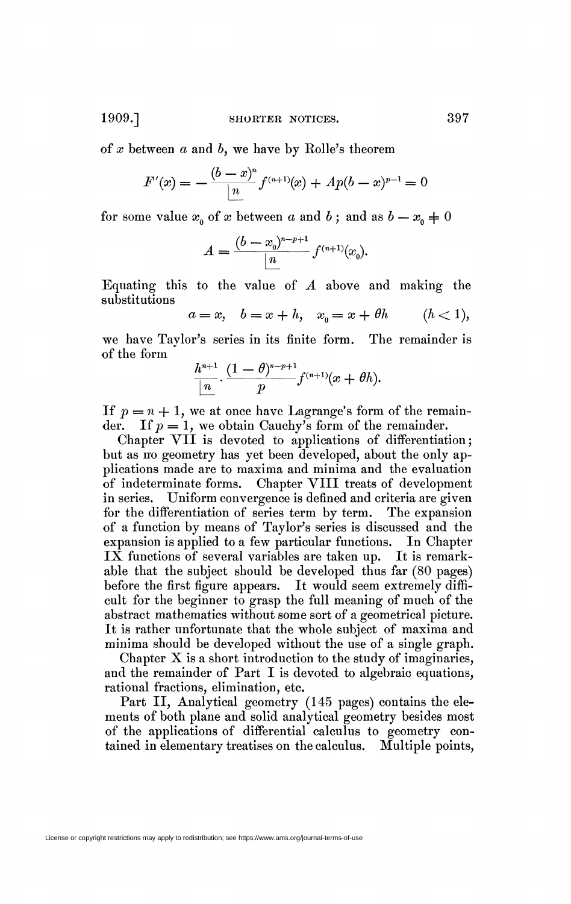of $x$ between $a$ and $b$, we have by Rolle's theorem

$$F'(x) = -\frac{(b-x)^n}{\lfloor n} f^{(n+1)}(x) + Ap(b-x)^{p-1} = 0$$

for some value $x_0$ of $x$ between $a$ and $b$; and as $b - x_0 \neq 0$

$$A = \frac{(b-x_0)^{n-p+1}}{\lfloor n} f^{(n+1)}(x_0).$$

Equating this to the value of $A$ above and making the substitutions

$$a = x, \quad b = x + h, \quad x_0 = x + \theta h \qquad (h < 1),$$

we have Taylor's series in its finite form. The remainder is of the form

$$\frac{h^{n+1}}{\lfloor n} \cdot \frac{(1-\theta)^{n-p+1}}{p} f^{(n+1)}(x + \theta h).$$

If $p = n + 1$, we at once have Lagrange's form of the remainder. If $p = 1$, we obtain Cauchy's form of the remainder.

Chapter VII is devoted to applications of differentiation; but as no geometry has yet been developed, about the only applications made are to maxima and minima and the evaluation of indeterminate forms. Chapter VIII treats of development in series. Uniform convergence is defined and criteria are given for the differentiation of series term by term. The expansion of a function by means of Taylor's series is discussed and the expansion is applied to a few particular functions. In Chapter IX functions of several variables are taken up. It is remarkable that the subject should be developed thus far (80 pages) before the first figure appears. It would seem extremely difficult for the beginner to grasp the full meaning of much of the abstract mathematics without some sort of a geometrical picture. It is rather unfortunate that the whole subject of maxima and minima should be developed without the use of a single graph.

Chapter X is a short introduction to the study of imaginaries, and the remainder of Part I is devoted to algebraic equations, rational fractions, elimination, etc.

Part II, Analytical geometry (145 pages) contains the elements of both plane and solid analytical geometry besides most of the applications of differential calculus to geometry contained in elementary treatises on the calculus. Multiple points,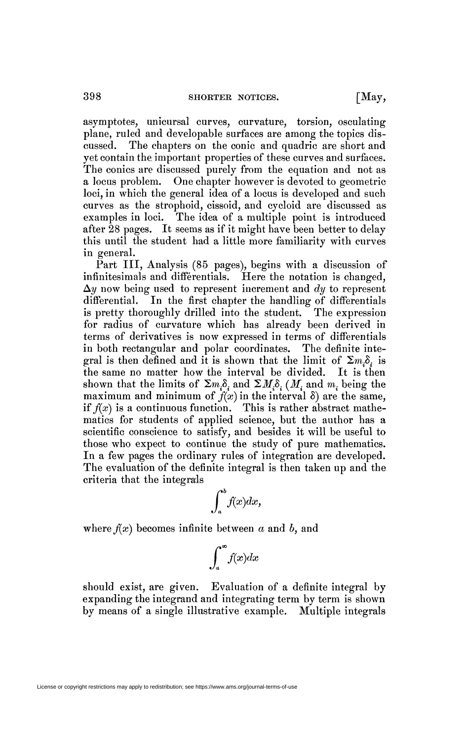asymptotes, unicursal curves, curvature, torsion, osculating plane, ruled and developable surfaces are among the topics discussed. The chapters on the conic and quadric are short and yet contain the important properties of these curves and surfaces. The conics are discussed purely from the equation and not as a locus problem. One chapter however is devoted to geometric loci, in which the general idea of a locus is developed and such curves as the strophoid, cissoid, and cycloid are discussed as examples in loci. The idea of a multiple point is introduced after 28 pages. It seems as if it might have been better to delay this until the student had a little more familiarity with curves in general.

Part III, Analysis (85 pages), begins with a discussion of infinitesimals and differentials. Here the notation is changed, $\Delta y$ now being used to represent increment and $dy$ to represent differential. In the first chapter the handling of differentials is pretty thoroughly drilled into the student. The expression for radius of curvature which has already been derived in terms of derivatives is now expressed in terms of differentials in both rectangular and polar coordinates. The definite integral is then defined and it is shown that the limit of $\Sigma m_i \delta_i$ is the same no matter how the interval be divided. It is then shown that the limits of $\Sigma m_i \delta_i$ and $\Sigma M_i \delta_i$ ($M_i$ and $m_i$ being the maximum and minimum of $f(x)$ in the interval $\delta$) are the same, if $f(x)$ is a continuous function. This is rather abstract mathematics for students of applied science, but the author has a scientific conscience to satisfy, and besides it will be useful to those who expect to continue the study of pure mathematics. In a few pages the ordinary rules of integration are developed. The evaluation of the definite integral is then taken up and the criteria that the integrals

$$\int_a^b f(x)dx,$$

where $f(x)$ becomes infinite between $a$ and $b$, and

$$\int_a^\infty f(x)dx$$

should exist, are given. Evaluation of a definite integral by expanding the integrand and integrating term by term is shown by means of a single illustrative example. Multiple integrals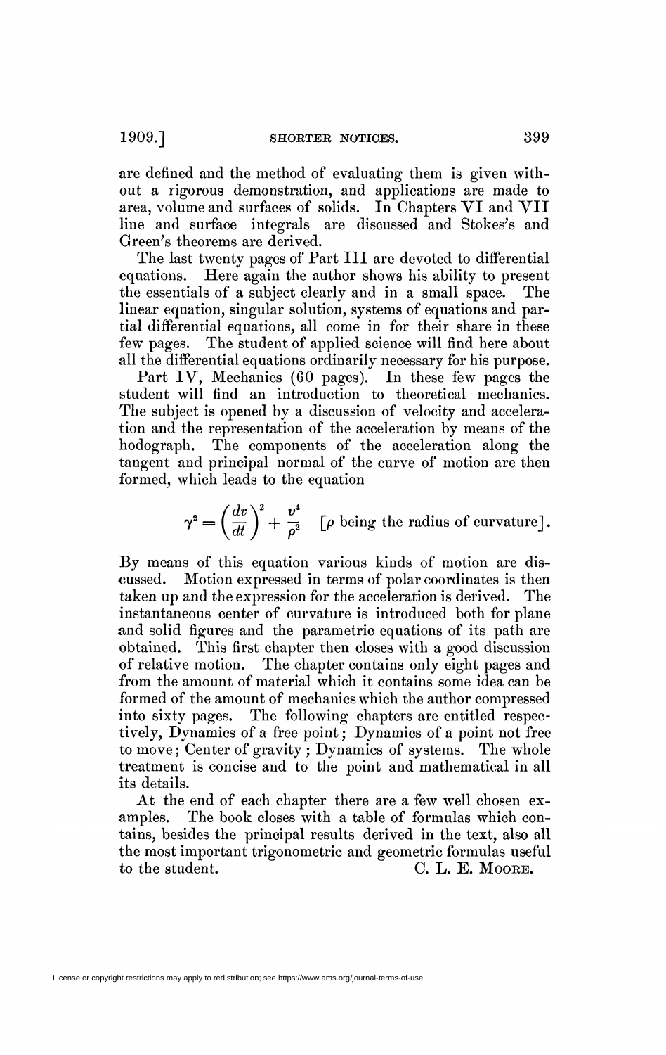are defined and the method of evaluating them is given without a rigorous demonstration, and applications are made to area, volume and surfaces of solids. In Chapters VI and VII line and surface integrals are discussed and Stokes's and Green's theorems are derived.

The last twenty pages of Part III are devoted to differential equations. Here again the author shows his ability to present the essentials of a subject clearly and in a small space. The linear equation, singular solution, systems of equations and partial differential equations, all come in for their share in these few pages. The student of applied science will find here about all the differential equations ordinarily necessary for his purpose.

Part IV, Mechanics (60 pages). In these few pages the student will find an introduction to theoretical mechanics. The subject is opened by a discussion of velocity and acceleration and the representation of the acceleration by means of the hodograph. The components of the acceleration along the tangent and principal normal of the curve of motion are then formed, which leads to the equation

$$\gamma^2 = \left(\frac{dv}{dt}\right)^2 + \frac{v^4}{\rho^2} \quad [\rho \text{ being the radius of curvature}].$$

By means of this equation various kinds of motion are discussed. Motion expressed in terms of polar coordinates is then taken up and the expression for the acceleration is derived. The instantaneous center of curvature is introduced both for plane and solid figures and the parametric equations of its path are obtained. This first chapter then closes with a good discussion of relative motion. The chapter contains only eight pages and from the amount of material which it contains some idea can be formed of the amount of mechanics which the author compressed into sixty pages. The following chapters are entitled respectively, Dynamics of a free point; Dynamics of a point not free to move; Center of gravity; Dynamics of systems. The whole treatment is concise and to the point and mathematical in all its details.

At the end of each chapter there are a few well chosen examples. The book closes with a table of formulas which contains, besides the principal results derived in the text, also all the most important trigonometric and geometric formulas useful to the student.

C. L. E. MOORE.